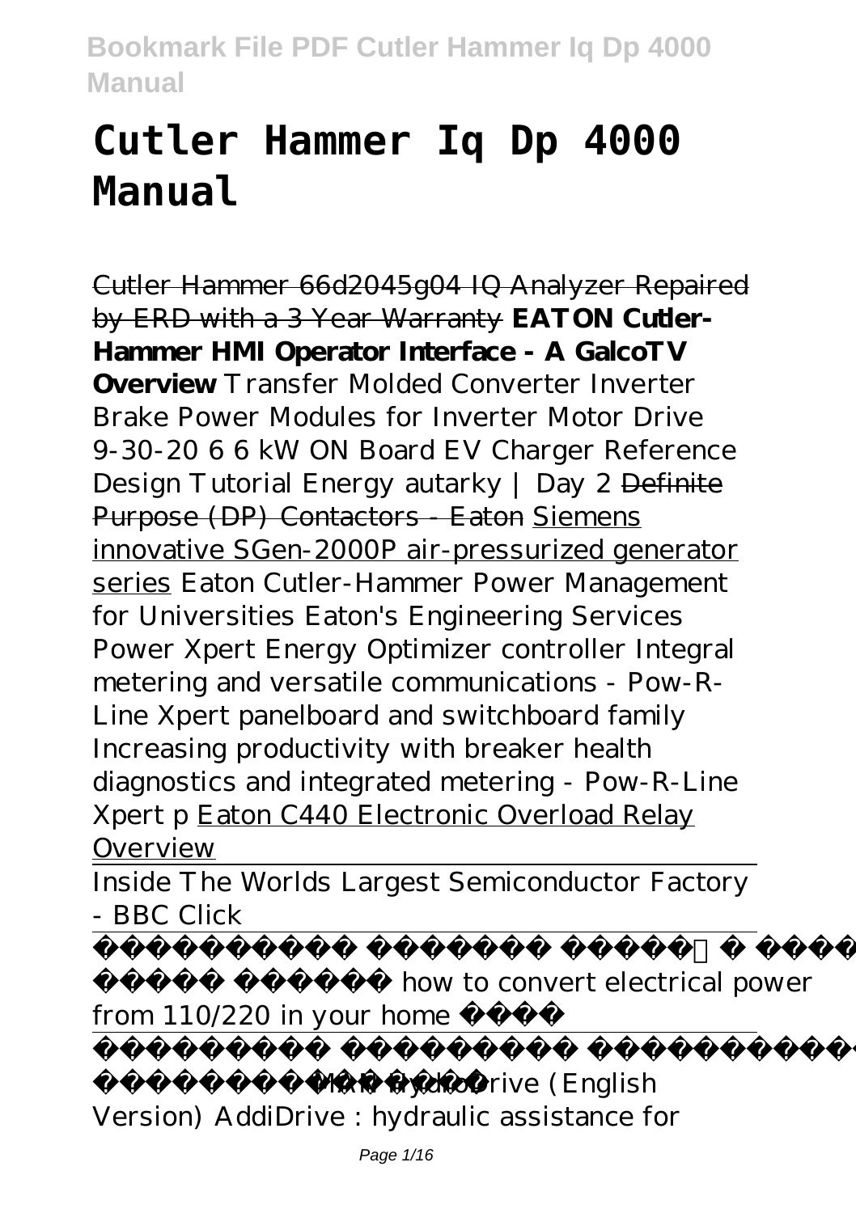# Cutler Hammer Iq Dp 4000 Manual

~~Cutler Hammer 66d2045g04 IQ Analyzer Repaired by ERD with a 3 Year Warranty~~ **EATON Cutler-Hammer HMI Operator Interface - A GalcoTV Overview** *Transfer Molded Converter Inverter Brake Power Modules for Inverter Motor Drive 9-30-20 6 6 kW ON Board EV Charger Reference Design Tutorial Energy autarky | Day 2* ~~Definite Purpose (DP) Contactors - Eaton~~ Siemens innovative SGen-2000P air-pressurized generator series *Eaton Cutler-Hammer Power Management for Universities Eaton's Engineering Services Power Xpert Energy Optimizer controller Integral metering and versatile communications - Pow-R-Line Xpert panelboard and switchboard family Increasing productivity with breaker health diagnostics and integrated metering - Pow-R-Line Xpert p* Eaton C440 Electronic Overload Relay Overview

Inside The Worlds Largest Semiconductor Factory - BBC Click

how to convert electrical power from 110/220 in your home

*MAN HydroDrive (English Version) AddiDrive : hydraulic assistance for*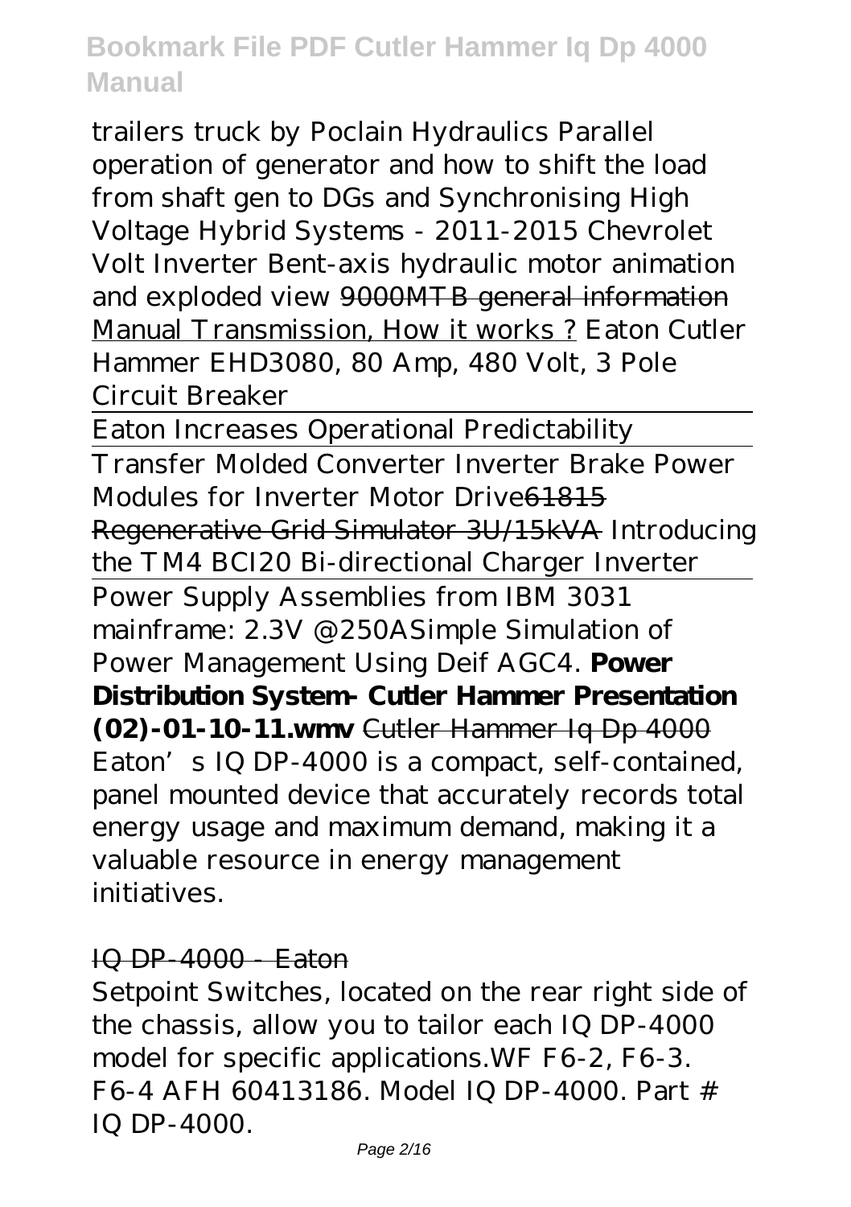*trailers truck by Poclain Hydraulics Parallel operation of generator and how to shift the load from shaft gen to DGs and Synchronising High Voltage Hybrid Systems - 2011-2015 Chevrolet Volt Inverter Bent-axis hydraulic motor animation and exploded view* 9000MTB general information Manual Transmission, How it works ? *Eaton Cutler Hammer EHD3080, 80 Amp, 480 Volt, 3 Pole Circuit Breaker*

Eaton Increases Operational Predictability

Transfer Molded Converter Inverter Brake Power Modules for Inverter Motor Drive61815 Regenerative Grid Simulator 3U/15kVA *Introducing the TM4 BCI20 Bi-directional Charger Inverter*

Power Supply Assemblies from IBM 3031 mainframe: 2.3V @250A*Simple Simulation of Power Management Using Deif AGC4.* **Power Distribution System- Cutler Hammer Presentation (02)-01-10-11.wmv** Cutler Hammer Iq Dp 4000

Eaton's IQ DP-4000 is a compact, self-contained, panel mounted device that accurately records total energy usage and maximum demand, making it a valuable resource in energy management initiatives.

IQ DP-4000 - Eaton

Setpoint Switches, located on the rear right side of the chassis, allow you to tailor each IQ DP-4000 model for specific applications.WF F6-2, F6-3. F6-4 AFH 60413186. Model IQ DP-4000. Part # IQ DP-4000.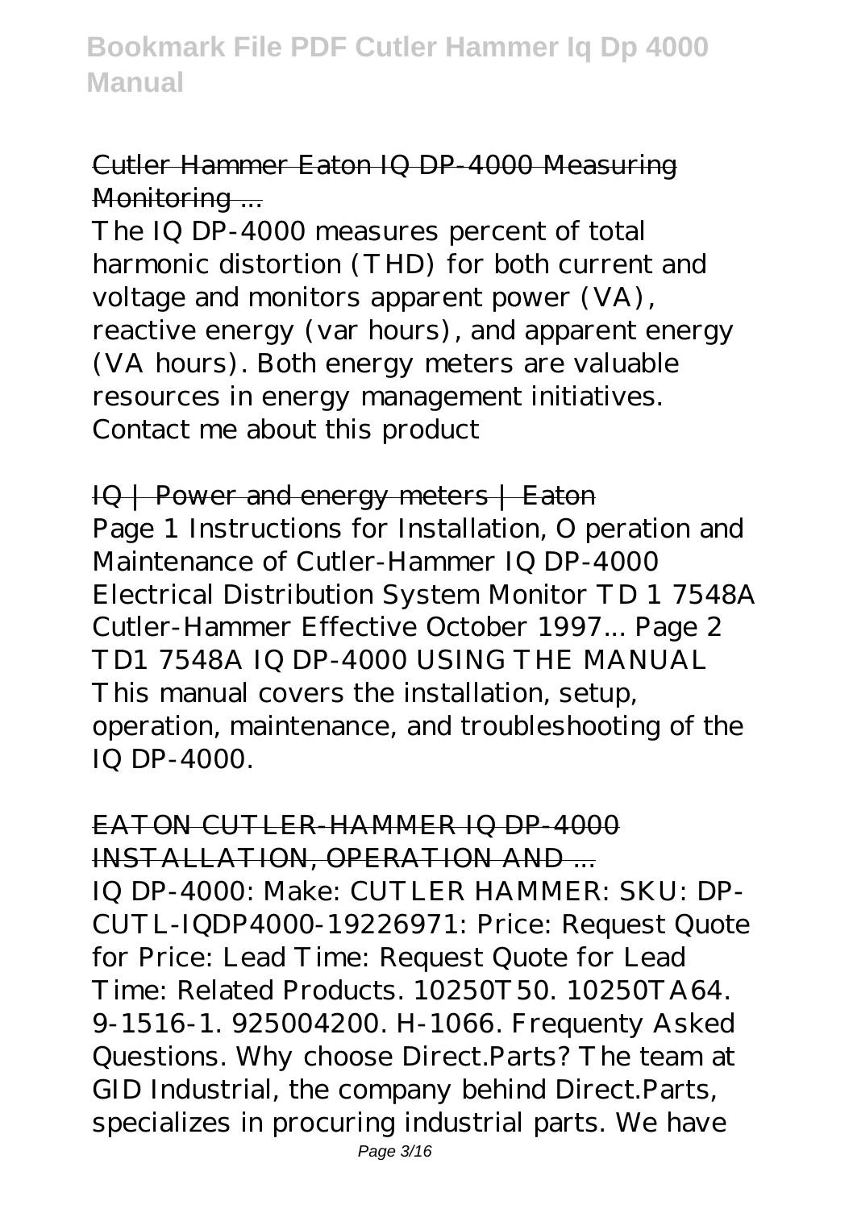Cutler Hammer Eaton IQ DP-4000 Measuring Monitoring ...

The IQ DP-4000 measures percent of total harmonic distortion (THD) for both current and voltage and monitors apparent power (VA), reactive energy (var hours), and apparent energy (VA hours). Both energy meters are valuable resources in energy management initiatives. Contact me about this product

IQ | Power and energy meters | Eaton

Page 1 Instructions for Installation, O peration and Maintenance of Cutler-Hammer IQ DP-4000 Electrical Distribution System Monitor TD 1 7548A Cutler-Hammer Effective October 1997... Page 2 TD1 7548A IQ DP-4000 USING THE MANUAL This manual covers the installation, setup, operation, maintenance, and troubleshooting of the IQ DP-4000.

EATON CUTLER-HAMMER IQ DP-4000 INSTALLATION, OPERATION AND ...

IQ DP-4000: Make: CUTLER HAMMER: SKU: DP-CUTL-IQDP4000-19226971: Price: Request Quote for Price: Lead Time: Request Quote for Lead Time: Related Products. 10250T50. 10250TA64. 9-1516-1. 925004200. H-1066. Frequenty Asked Questions. Why choose Direct.Parts? The team at GID Industrial, the company behind Direct.Parts, specializes in procuring industrial parts. We have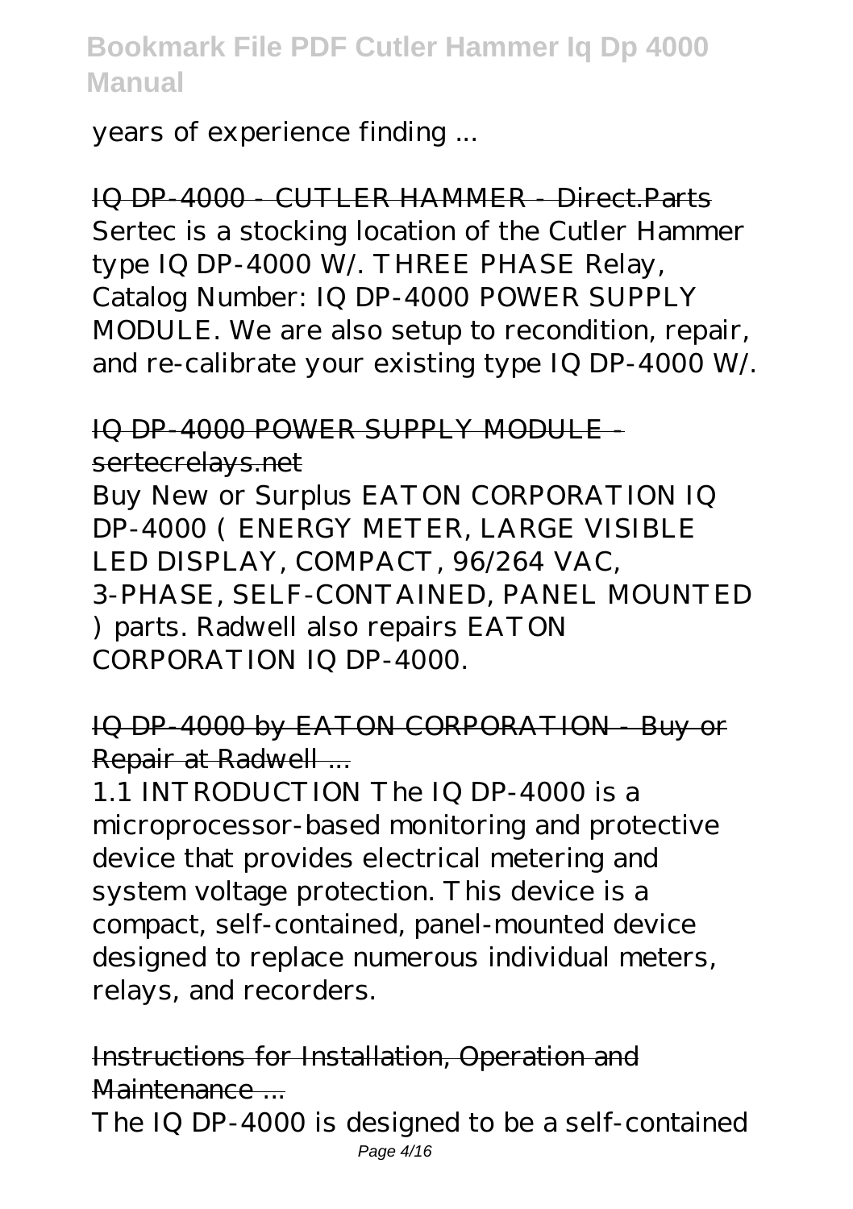years of experience finding ...

IQ DP-4000 - CUTLER HAMMER - Direct.Parts

Sertec is a stocking location of the Cutler Hammer type IQ DP-4000 W/. THREE PHASE Relay, Catalog Number: IQ DP-4000 POWER SUPPLY MODULE. We are also setup to recondition, repair, and re-calibrate your existing type IQ DP-4000 W/.

IQ DP-4000 POWER SUPPLY MODULE - sertecrelays.net

Buy New or Surplus EATON CORPORATION IQ DP-4000 ( ENERGY METER, LARGE VISIBLE LED DISPLAY, COMPACT, 96/264 VAC, 3-PHASE, SELF-CONTAINED, PANEL MOUNTED ) parts. Radwell also repairs EATON CORPORATION IQ DP-4000.

IQ DP-4000 by EATON CORPORATION - Buy or Repair at Radwell ...

1.1 INTRODUCTION The IQ DP-4000 is a microprocessor-based monitoring and protective device that provides electrical metering and system voltage protection. This device is a compact, self-contained, panel-mounted device designed to replace numerous individual meters, relays, and recorders.

Instructions for Installation, Operation and Maintenance ...

The IQ DP-4000 is designed to be a self-contained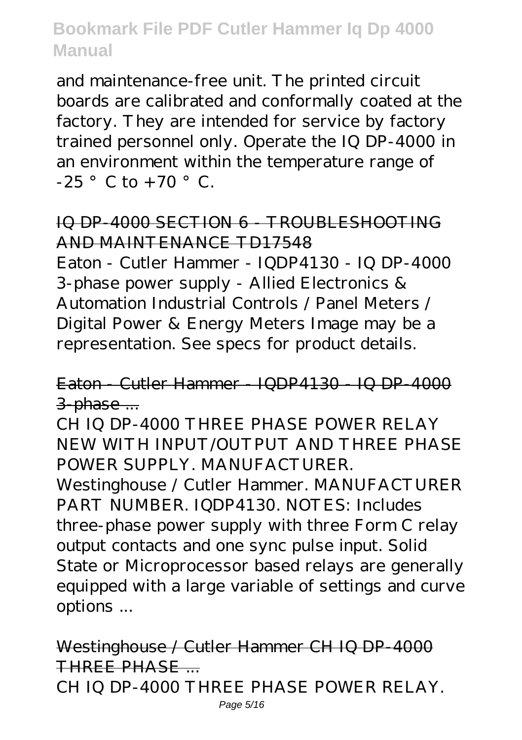and maintenance-free unit. The printed circuit boards are calibrated and conformally coated at the factory. They are intended for service by factory trained personnel only. Operate the IQ DP-4000 in an environment within the temperature range of -25 ° C to +70 ° C.

## IQ DP-4000 SECTION 6 - TROUBLESHOOTING AND MAINTENANCE TD17548

Eaton - Cutler Hammer - IQDP4130 - IQ DP-4000 3-phase power supply - Allied Electronics & Automation Industrial Controls / Panel Meters / Digital Power & Energy Meters Image may be a representation. See specs for product details.

## Eaton - Cutler Hammer - IQDP4130 - IQ DP-4000 3-phase ...

CH IQ DP-4000 THREE PHASE POWER RELAY NEW WITH INPUT/OUTPUT AND THREE PHASE POWER SUPPLY. MANUFACTURER. Westinghouse / Cutler Hammer. MANUFACTURER PART NUMBER. IQDP4130. NOTES: Includes three-phase power supply with three Form C relay output contacts and one sync pulse input. Solid State or Microprocessor based relays are generally equipped with a large variable of settings and curve options ...

## Westinghouse / Cutler Hammer CH IQ DP-4000 THREE PHASE ...

CH IQ DP-4000 THREE PHASE POWER RELAY.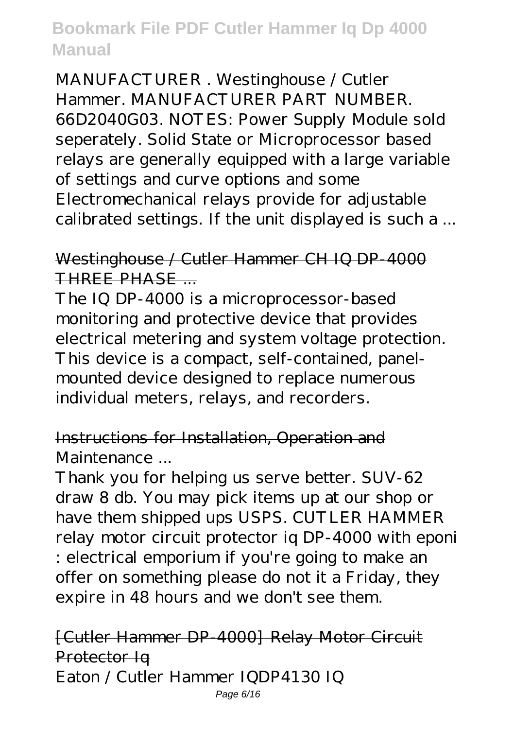MANUFACTURER . Westinghouse / Cutler Hammer. MANUFACTURER PART NUMBER. 66D2040G03. NOTES: Power Supply Module sold seperately. Solid State or Microprocessor based relays are generally equipped with a large variable of settings and curve options and some Electromechanical relays provide for adjustable calibrated settings. If the unit displayed is such a ...

## Westinghouse / Cutler Hammer CH IQ DP-4000 THREE PHASE ...

The IQ DP-4000 is a microprocessor-based monitoring and protective device that provides electrical metering and system voltage protection. This device is a compact, self-contained, panel-mounted device designed to replace numerous individual meters, relays, and recorders.

## Instructions for Installation, Operation and Maintenance ...

Thank you for helping us serve better. SUV-62 draw 8 db. You may pick items up at our shop or have them shipped ups USPS. CUTLER HAMMER relay motor circuit protector iq DP-4000 with eponi : electrical emporium if you're going to make an offer on something please do not it a Friday, they expire in 48 hours and we don't see them.

## [Cutler Hammer DP-4000] Relay Motor Circuit Protector Iq

Eaton / Cutler Hammer IQDP4130 IQ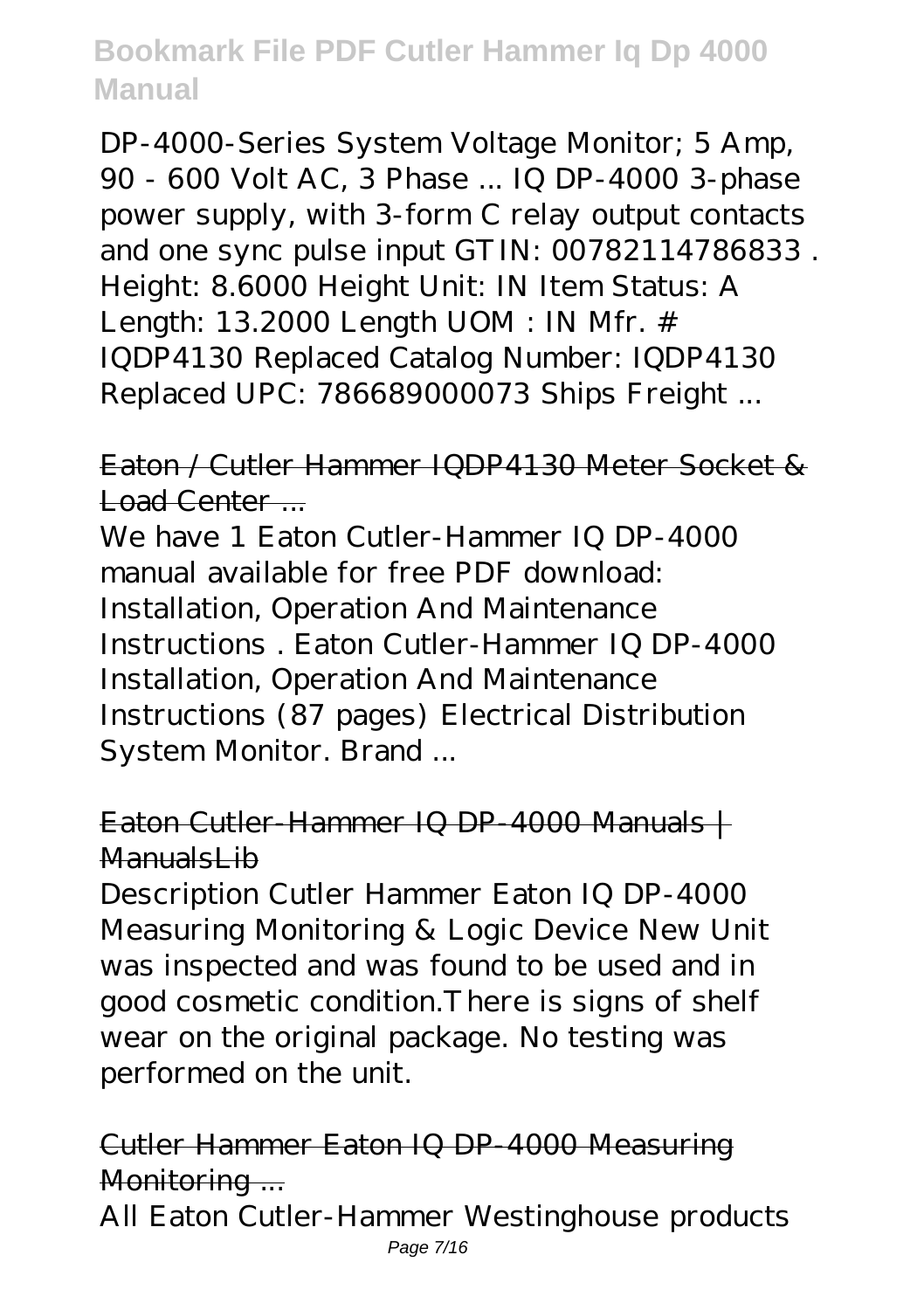DP-4000-Series System Voltage Monitor; 5 Amp, 90 - 600 Volt AC, 3 Phase ... IQ DP-4000 3-phase power supply, with 3-form C relay output contacts and one sync pulse input GTIN: 00782114786833 . Height: 8.6000 Height Unit: IN Item Status: A Length: 13.2000 Length UOM : IN Mfr. # IQDP4130 Replaced Catalog Number: IQDP4130 Replaced UPC: 786689000073 Ships Freight ...

## Eaton / Cutler Hammer IQDP4130 Meter Socket & Load Center ...

We have 1 Eaton Cutler-Hammer IQ DP-4000 manual available for free PDF download: Installation, Operation And Maintenance Instructions . Eaton Cutler-Hammer IQ DP-4000 Installation, Operation And Maintenance Instructions (87 pages) Electrical Distribution System Monitor. Brand ...

## Eaton Cutler-Hammer IQ DP-4000 Manuals | ManualsLib

Description Cutler Hammer Eaton IQ DP-4000 Measuring Monitoring & Logic Device New Unit was inspected and was found to be used and in good cosmetic condition.There is signs of shelf wear on the original package. No testing was performed on the unit.

## Cutler Hammer Eaton IQ DP-4000 Measuring Monitoring ...

All Eaton Cutler-Hammer Westinghouse products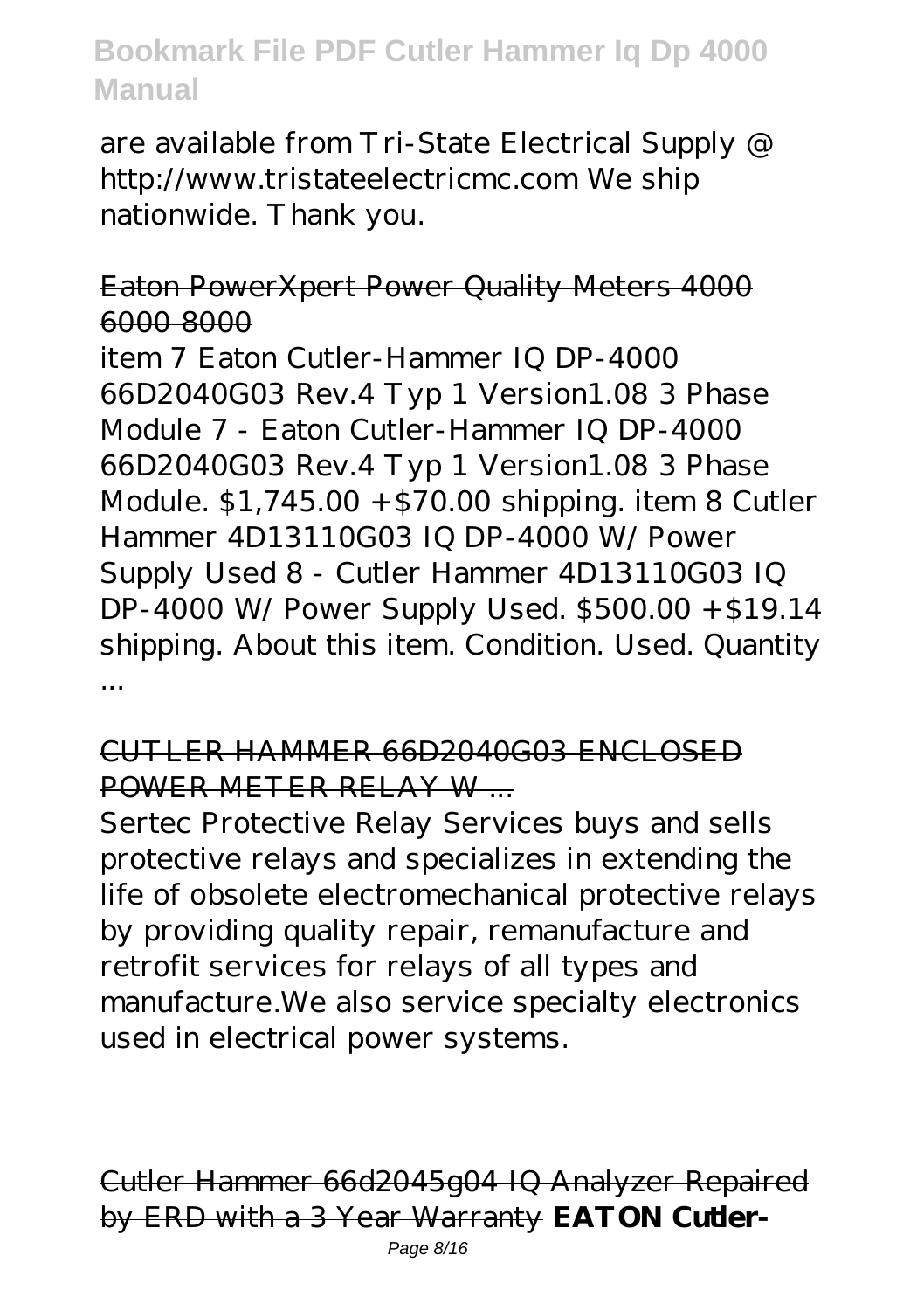are available from Tri-State Electrical Supply @ http://www.tristateelectricmc.com We ship nationwide. Thank you.

Eaton PowerXpert Power Quality Meters 4000 6000 8000

item 7 Eaton Cutler-Hammer IQ DP-4000 66D2040G03 Rev.4 Typ 1 Version1.08 3 Phase Module 7 - Eaton Cutler-Hammer IQ DP-4000 66D2040G03 Rev.4 Typ 1 Version1.08 3 Phase Module. $1,745.00 +$70.00 shipping. item 8 Cutler Hammer 4D13110G03 IQ DP-4000 W/ Power Supply Used 8 - Cutler Hammer 4D13110G03 IQ DP-4000 W/ Power Supply Used. $500.00 +$19.14 shipping. About this item. Condition. Used. Quantity ...

CUTLER HAMMER 66D2040G03 ENCLOSED POWER METER RELAY W ...

Sertec Protective Relay Services buys and sells protective relays and specializes in extending the life of obsolete electromechanical protective relays by providing quality repair, remanufacture and retrofit services for relays of all types and manufacture.We also service specialty electronics used in electrical power systems.

Cutler Hammer 66d2045g04 IQ Analyzer Repaired by ERD with a 3 Year Warranty **EATON Cutler-**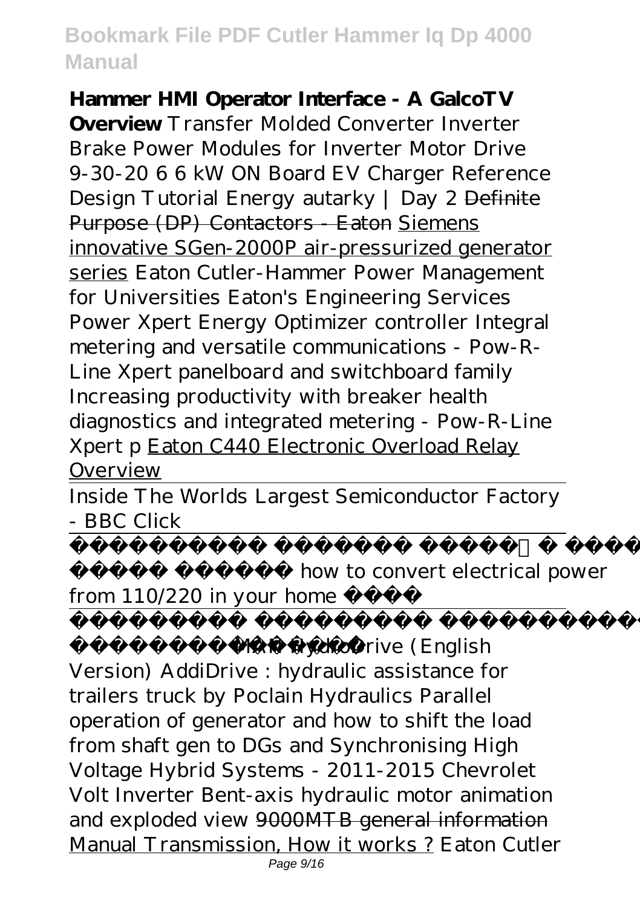**Hammer HMI Operator Interface - A GalcoTV Overview** *Transfer Molded Converter Inverter Brake Power Modules for Inverter Motor Drive 9-30-20 6 6 kW ON Board EV Charger Reference Design Tutorial Energy autarky | Day 2* ~~Definite Purpose (DP) Contactors - Eaton~~ Siemens innovative SGen-2000P air-pressurized generator series *Eaton Cutler-Hammer Power Management for Universities Eaton's Engineering Services Power Xpert Energy Optimizer controller Integral metering and versatile communications - Pow-R-Line Xpert panelboard and switchboard family Increasing productivity with breaker health diagnostics and integrated metering - Pow-R-Line Xpert p* Eaton C440 Electronic Overload Relay Overview

---

Inside The Worlds Largest Semiconductor Factory - BBC Click

---

how to convert electrical power from 110/220 in your home

---

*MAN HydroDrive (English Version) AddiDrive : hydraulic assistance for trailers truck by Poclain Hydraulics Parallel operation of generator and how to shift the load from shaft gen to DGs and Synchronising High Voltage Hybrid Systems - 2011-2015 Chevrolet Volt Inverter Bent-axis hydraulic motor animation and exploded view* ~~9000MTB general information~~ Manual Transmission, How it works ? *Eaton Cutler*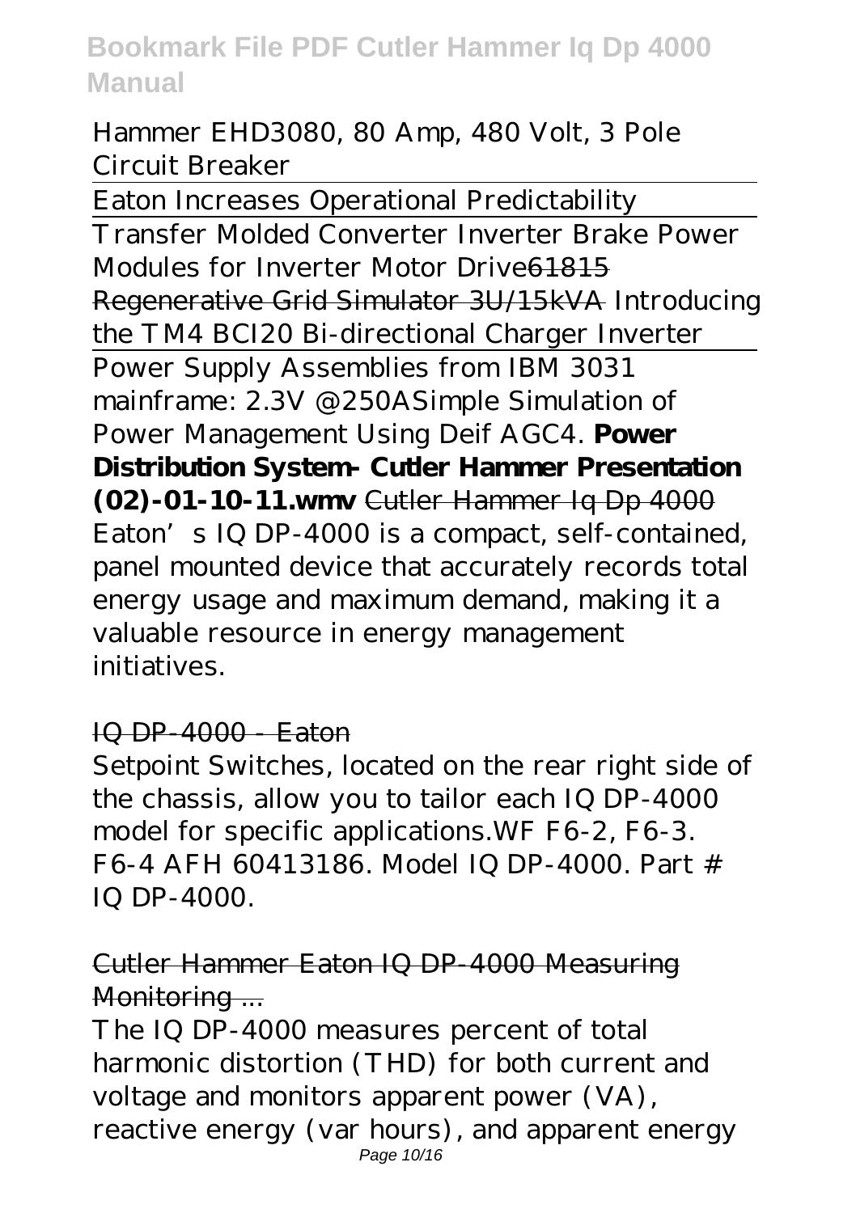Hammer EHD3080, 80 Amp, 480 Volt, 3 Pole Circuit Breaker

Eaton Increases Operational Predictability

Transfer Molded Converter Inverter Brake Power Modules for Inverter Motor Drive61815 Regenerative Grid Simulator 3U/15kVA Introducing the TM4 BCI20 Bi-directional Charger Inverter

Power Supply Assemblies from IBM 3031 mainframe: 2.3V @250ASimple Simulation of Power Management Using Deif AGC4. **Power Distribution System- Cutler Hammer Presentation (02)-01-10-11.wmv** Cutler Hammer Iq Dp 4000

Eaton's IQ DP-4000 is a compact, self-contained, panel mounted device that accurately records total energy usage and maximum demand, making it a valuable resource in energy management initiatives.

IQ DP-4000 - Eaton

Setpoint Switches, located on the rear right side of the chassis, allow you to tailor each IQ DP-4000 model for specific applications.WF F6-2, F6-3. F6-4 AFH 60413186. Model IQ DP-4000. Part # IQ DP-4000.

Cutler Hammer Eaton IQ DP-4000 Measuring Monitoring ...

The IQ DP-4000 measures percent of total harmonic distortion (THD) for both current and voltage and monitors apparent power (VA), reactive energy (var hours), and apparent energy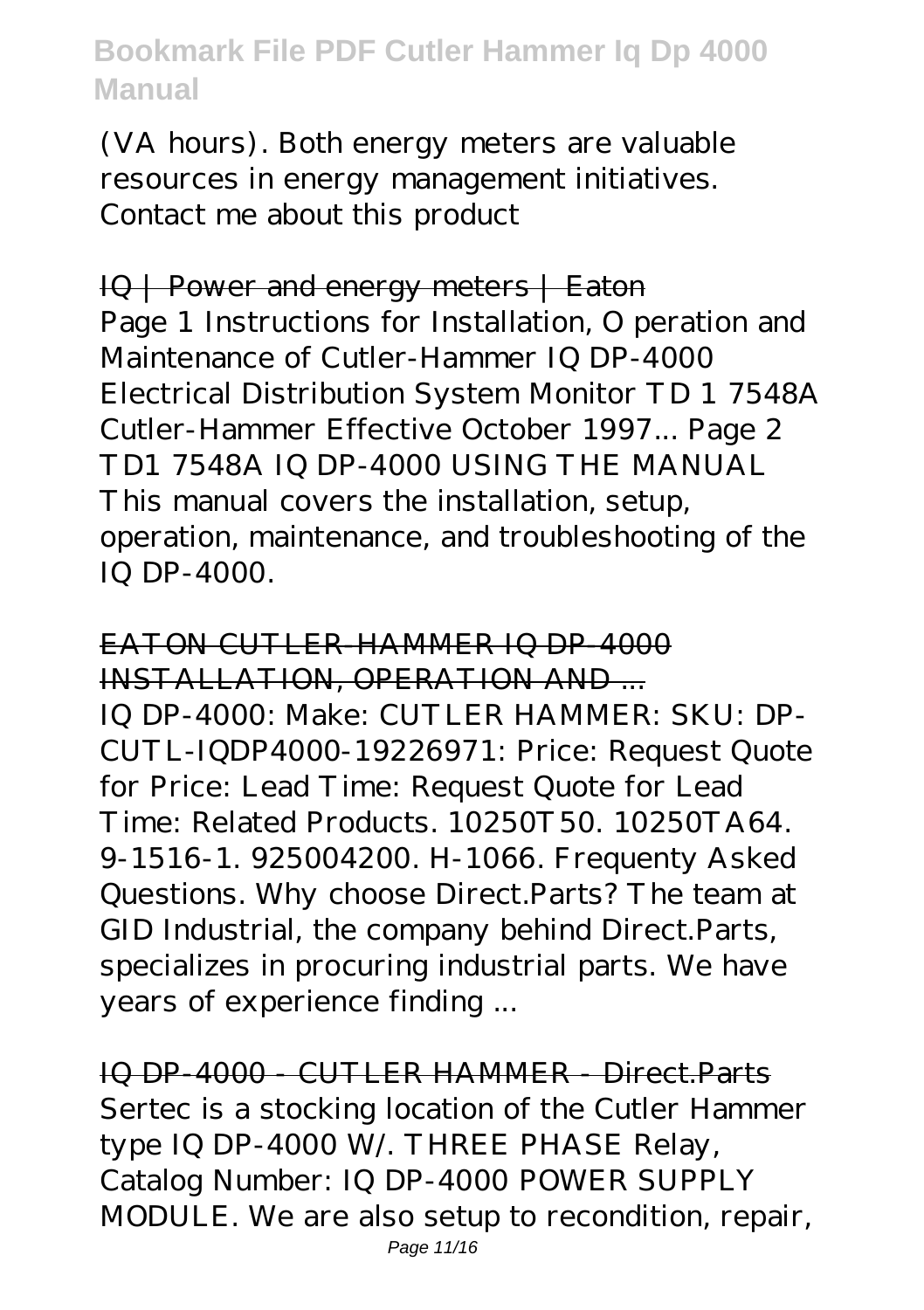(VA hours). Both energy meters are valuable resources in energy management initiatives. Contact me about this product

IQ | Power and energy meters | Eaton

Page 1 Instructions for Installation, O peration and Maintenance of Cutler-Hammer IQ DP-4000 Electrical Distribution System Monitor TD 1 7548A Cutler-Hammer Effective October 1997... Page 2 TD1 7548A IQ DP-4000 USING THE MANUAL This manual covers the installation, setup, operation, maintenance, and troubleshooting of the IQ DP-4000.

EATON CUTLER-HAMMER IQ DP-4000 INSTALLATION, OPERATION AND ...

IQ DP-4000: Make: CUTLER HAMMER: SKU: DP-CUTL-IQDP4000-19226971: Price: Request Quote for Price: Lead Time: Request Quote for Lead Time: Related Products. 10250T50. 10250TA64. 9-1516-1. 925004200. H-1066. Frequenty Asked Questions. Why choose Direct.Parts? The team at GID Industrial, the company behind Direct.Parts, specializes in procuring industrial parts. We have years of experience finding ...

IQ DP-4000 - CUTLER HAMMER - Direct.Parts

Sertec is a stocking location of the Cutler Hammer type IQ DP-4000 W/. THREE PHASE Relay, Catalog Number: IQ DP-4000 POWER SUPPLY MODULE. We are also setup to recondition, repair,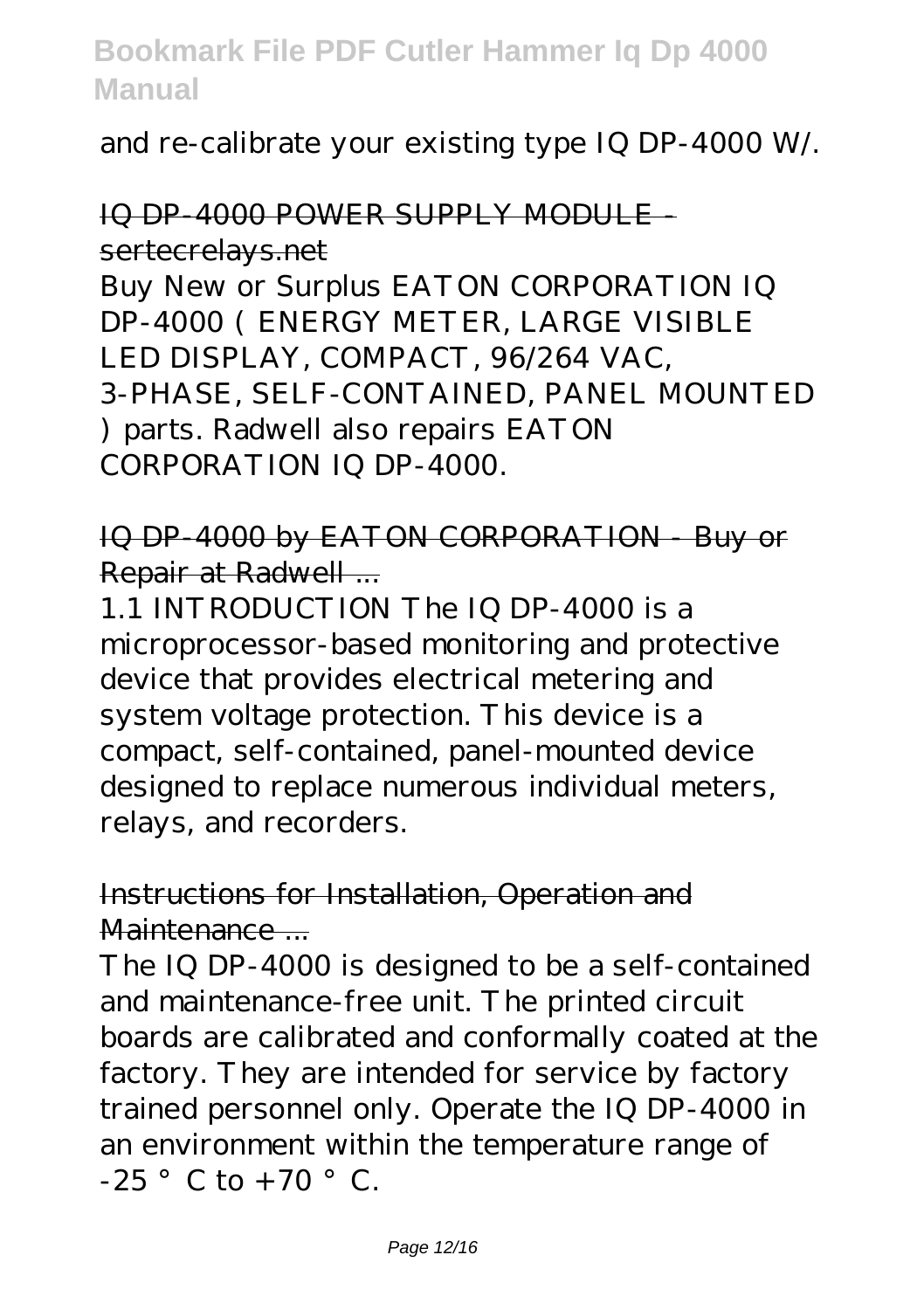and re-calibrate your existing type IQ DP-4000 W/.

## IQ DP-4000 POWER SUPPLY MODULE - sertecrelays.net

Buy New or Surplus EATON CORPORATION IQ DP-4000 ( ENERGY METER, LARGE VISIBLE LED DISPLAY, COMPACT, 96/264 VAC, 3-PHASE, SELF-CONTAINED, PANEL MOUNTED ) parts. Radwell also repairs EATON CORPORATION IQ DP-4000.

## IQ DP-4000 by EATON CORPORATION - Buy or Repair at Radwell ...

1.1 INTRODUCTION The IQ DP-4000 is a microprocessor-based monitoring and protective device that provides electrical metering and system voltage protection. This device is a compact, self-contained, panel-mounted device designed to replace numerous individual meters, relays, and recorders.

## Instructions for Installation, Operation and Maintenance ...

The IQ DP-4000 is designed to be a self-contained and maintenance-free unit. The printed circuit boards are calibrated and conformally coated at the factory. They are intended for service by factory trained personnel only. Operate the IQ DP-4000 in an environment within the temperature range of -25 °C to +70 °C.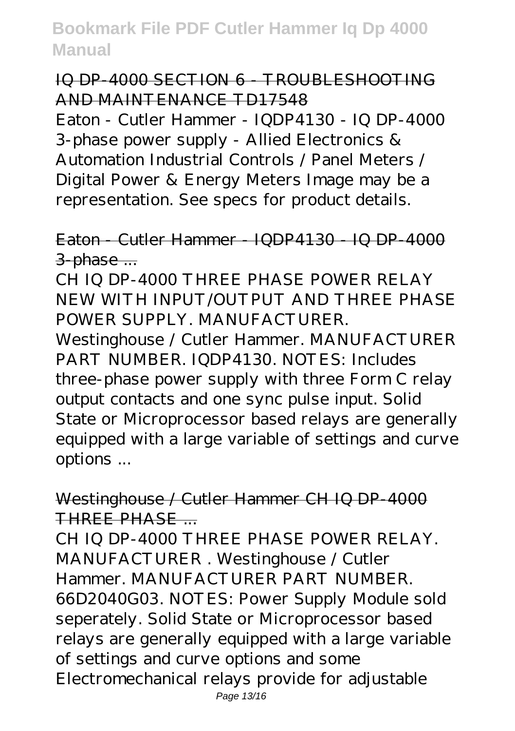## IQ DP-4000 SECTION 6 - TROUBLESHOOTING AND MAINTENANCE TD17548

Eaton - Cutler Hammer - IQDP4130 - IQ DP-4000 3-phase power supply - Allied Electronics & Automation Industrial Controls / Panel Meters / Digital Power & Energy Meters Image may be a representation. See specs for product details.

## Eaton - Cutler Hammer - IQDP4130 - IQ DP-4000 3-phase ...

CH IQ DP-4000 THREE PHASE POWER RELAY NEW WITH INPUT/OUTPUT AND THREE PHASE POWER SUPPLY. MANUFACTURER. Westinghouse / Cutler Hammer. MANUFACTURER PART NUMBER. IQDP4130. NOTES: Includes three-phase power supply with three Form C relay output contacts and one sync pulse input. Solid State or Microprocessor based relays are generally equipped with a large variable of settings and curve options ...

## Westinghouse / Cutler Hammer CH IQ DP-4000 THREE PHASE ...

CH IQ DP-4000 THREE PHASE POWER RELAY. MANUFACTURER . Westinghouse / Cutler Hammer. MANUFACTURER PART NUMBER. 66D2040G03. NOTES: Power Supply Module sold seperately. Solid State or Microprocessor based relays are generally equipped with a large variable of settings and curve options and some Electromechanical relays provide for adjustable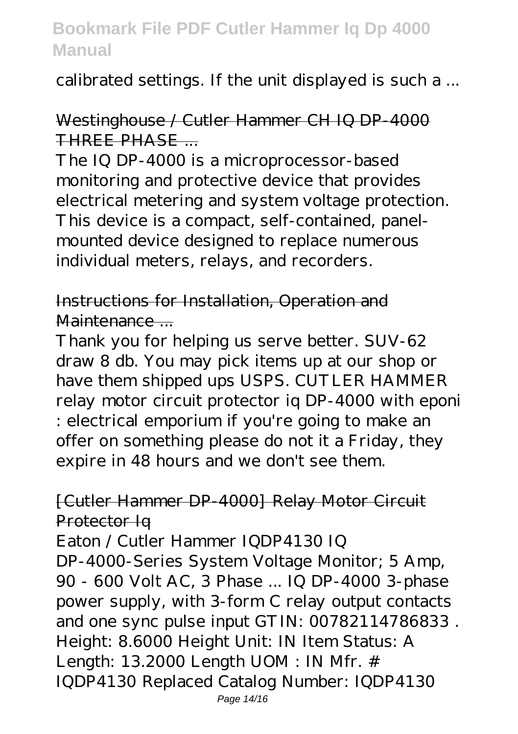calibrated settings. If the unit displayed is such a ...

## Westinghouse / Cutler Hammer CH IQ DP-4000 THREE PHASE ...

The IQ DP-4000 is a microprocessor-based monitoring and protective device that provides electrical metering and system voltage protection. This device is a compact, self-contained, panel-mounted device designed to replace numerous individual meters, relays, and recorders.

## Instructions for Installation, Operation and Maintenance ...

Thank you for helping us serve better. SUV-62 draw 8 db. You may pick items up at our shop or have them shipped ups USPS. CUTLER HAMMER relay motor circuit protector iq DP-4000 with eponi : electrical emporium if you're going to make an offer on something please do not it a Friday, they expire in 48 hours and we don't see them.

## [Cutler Hammer DP-4000] Relay Motor Circuit Protector Iq

Eaton / Cutler Hammer IQDP4130 IQ DP-4000-Series System Voltage Monitor; 5 Amp, 90 - 600 Volt AC, 3 Phase ... IQ DP-4000 3-phase power supply, with 3-form C relay output contacts and one sync pulse input GTIN: 00782114786833 . Height: 8.6000 Height Unit: IN Item Status: A Length: 13.2000 Length UOM : IN Mfr. # IQDP4130 Replaced Catalog Number: IQDP4130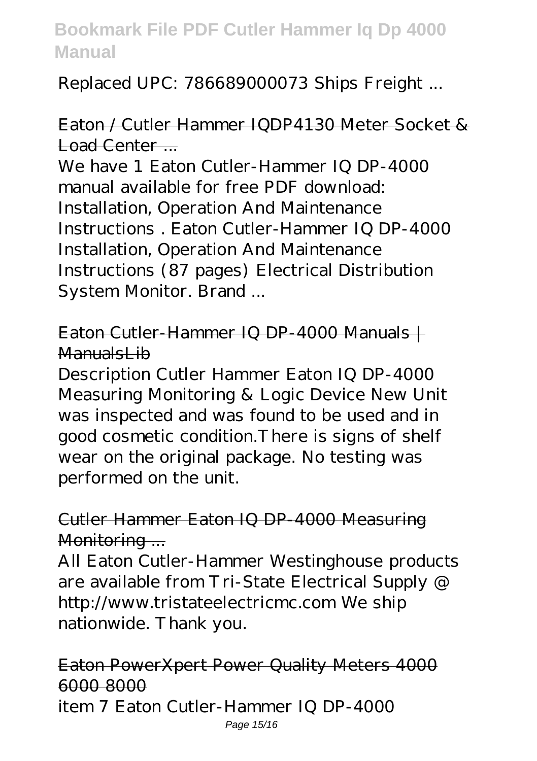Replaced UPC: 786689000073 Ships Freight ...

## Eaton / Cutler Hammer IQDP4130 Meter Socket & Load Center ...

We have 1 Eaton Cutler-Hammer IQ DP-4000 manual available for free PDF download: Installation, Operation And Maintenance Instructions . Eaton Cutler-Hammer IQ DP-4000 Installation, Operation And Maintenance Instructions (87 pages) Electrical Distribution System Monitor. Brand ...

## Eaton Cutler-Hammer IQ DP-4000 Manuals | ManualsLib

Description Cutler Hammer Eaton IQ DP-4000 Measuring Monitoring & Logic Device New Unit was inspected and was found to be used and in good cosmetic condition.There is signs of shelf wear on the original package. No testing was performed on the unit.

## Cutler Hammer Eaton IQ DP-4000 Measuring Monitoring ...

All Eaton Cutler-Hammer Westinghouse products are available from Tri-State Electrical Supply @ http://www.tristateelectricmc.com We ship nationwide. Thank you.

## Eaton PowerXpert Power Quality Meters 4000 6000 8000

item 7 Eaton Cutler-Hammer IQ DP-4000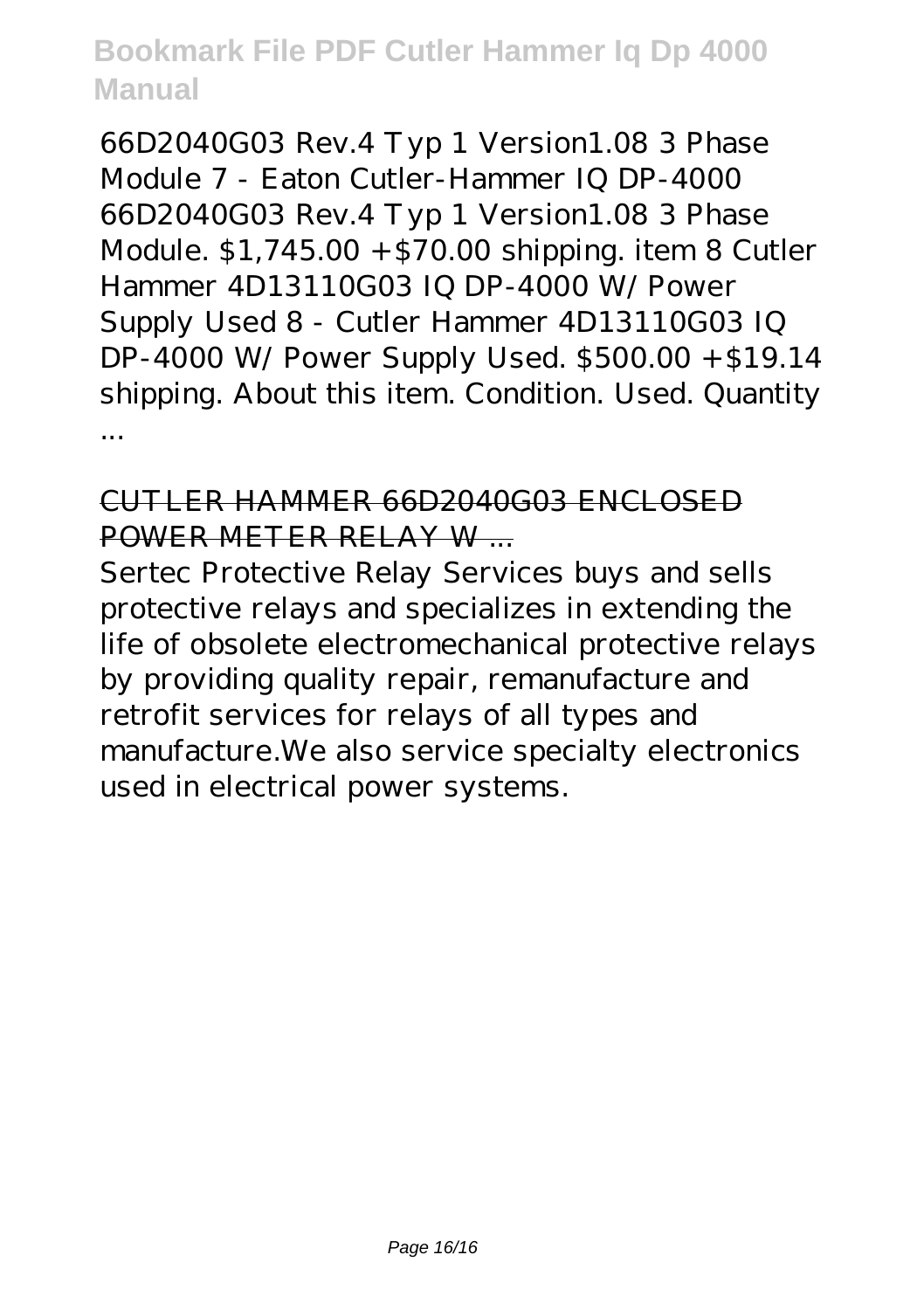66D2040G03 Rev.4 Typ 1 Version1.08 3 Phase Module 7 - Eaton Cutler-Hammer IQ DP-4000 66D2040G03 Rev.4 Typ 1 Version1.08 3 Phase Module. $1,745.00 +$70.00 shipping. item 8 Cutler Hammer 4D13110G03 IQ DP-4000 W/ Power Supply Used 8 - Cutler Hammer 4D13110G03 IQ DP-4000 W/ Power Supply Used. $500.00 +$19.14 shipping. About this item. Condition. Used. Quantity ...

CUTLER HAMMER 66D2040G03 ENCLOSED POWER METER RELAY W ...

Sertec Protective Relay Services buys and sells protective relays and specializes in extending the life of obsolete electromechanical protective relays by providing quality repair, remanufacture and retrofit services for relays of all types and manufacture.We also service specialty electronics used in electrical power systems.